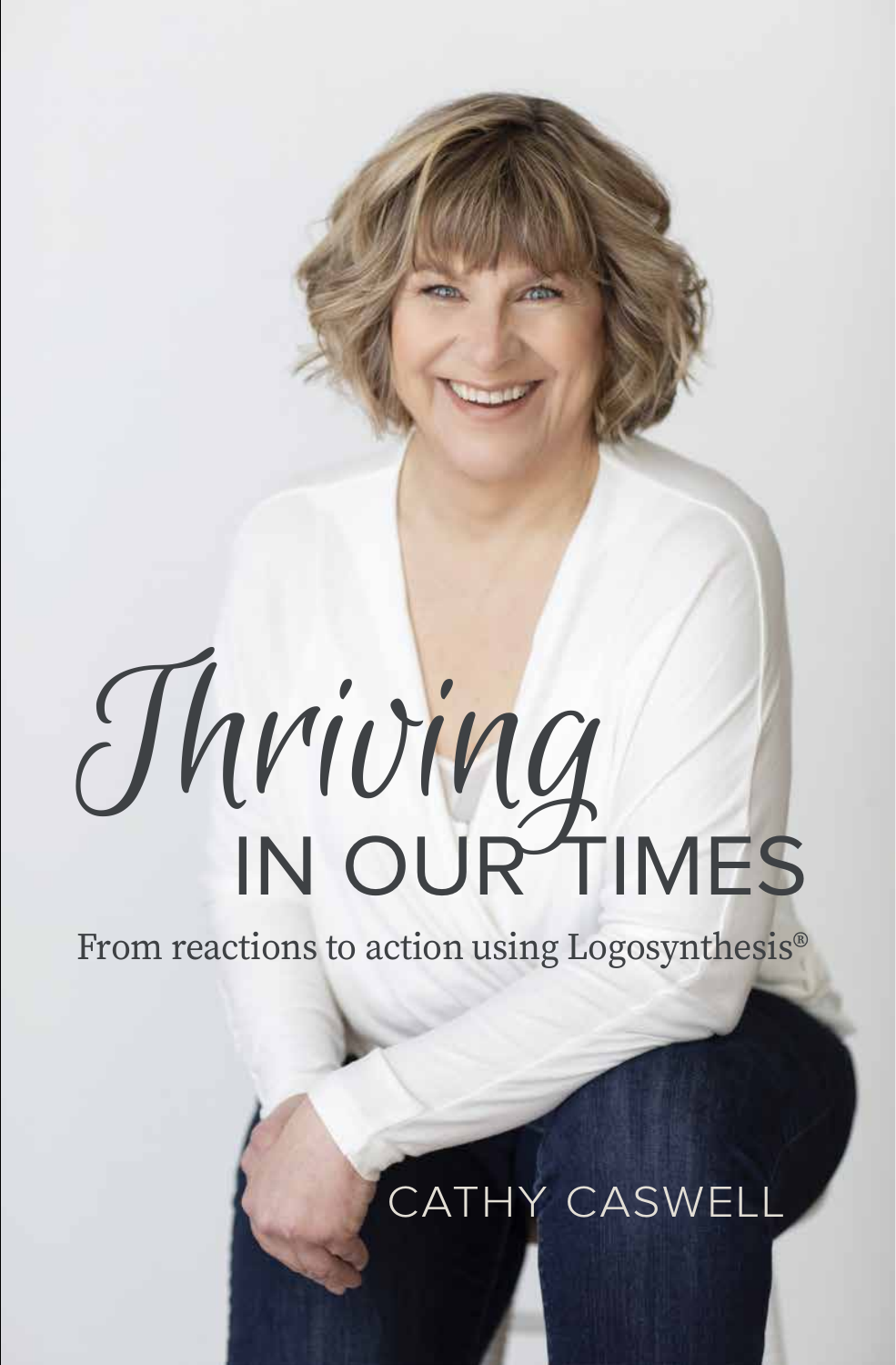# Thriving IN OUR TIMES

From reactions to action using Logosynthesis®

CATHY CASWELL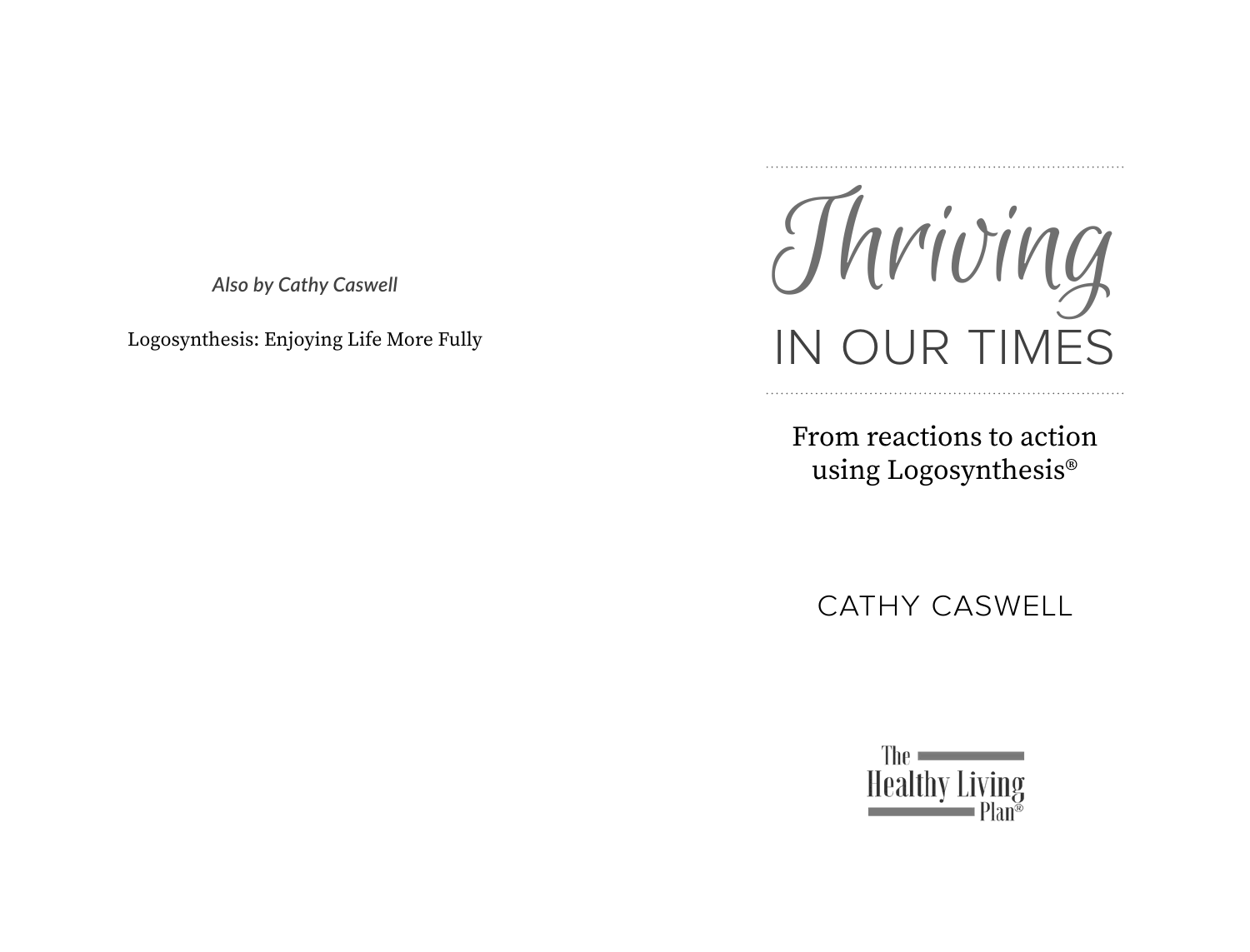*Also by Cathy Caswell*

Logosynthesis: Enjoying Life More Fully

# Thriving IN OUR TIMES

From reactions to action using Logosynthesis®

CATHY CASWELL

The Healthy Living Plan®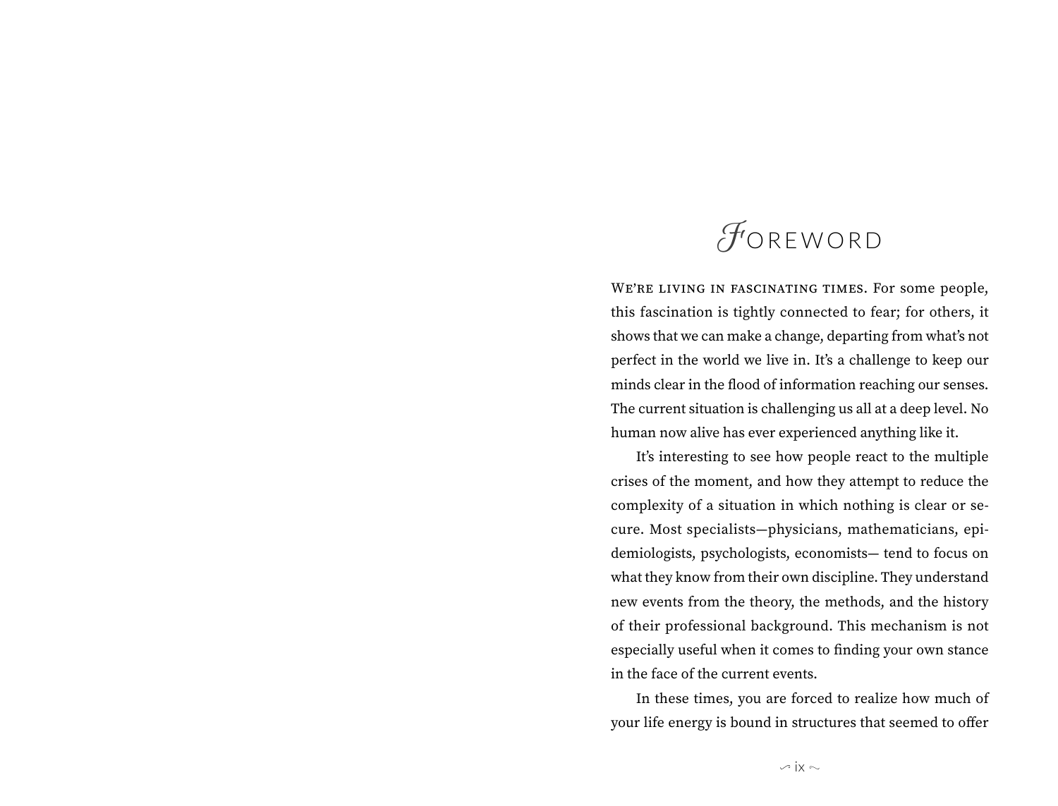# Foreword

We're living in fascinating times. For some people, this fascination is tightly connected to fear; for others, it shows that we can make a change, departing from what's not perfect in the world we live in. It's a challenge to keep our minds clear in the flood of information reaching our senses. The current situation is challenging us all at a deep level. No human now alive has ever experienced anything like it.

It's interesting to see how people react to the multiple crises of the moment, and how they attempt to reduce the complexity of a situation in which nothing is clear or secure. Most specialists—physicians, mathematicians, epidemiologists, psychologists, economists— tend to focus on what they know from their own discipline. They understand new events from the theory, the methods, and the history of their professional background. This mechanism is not especially useful when it comes to finding your own stance in the face of the current events.

In these times, you are forced to realize how much of your life energy is bound in structures that seemed to offer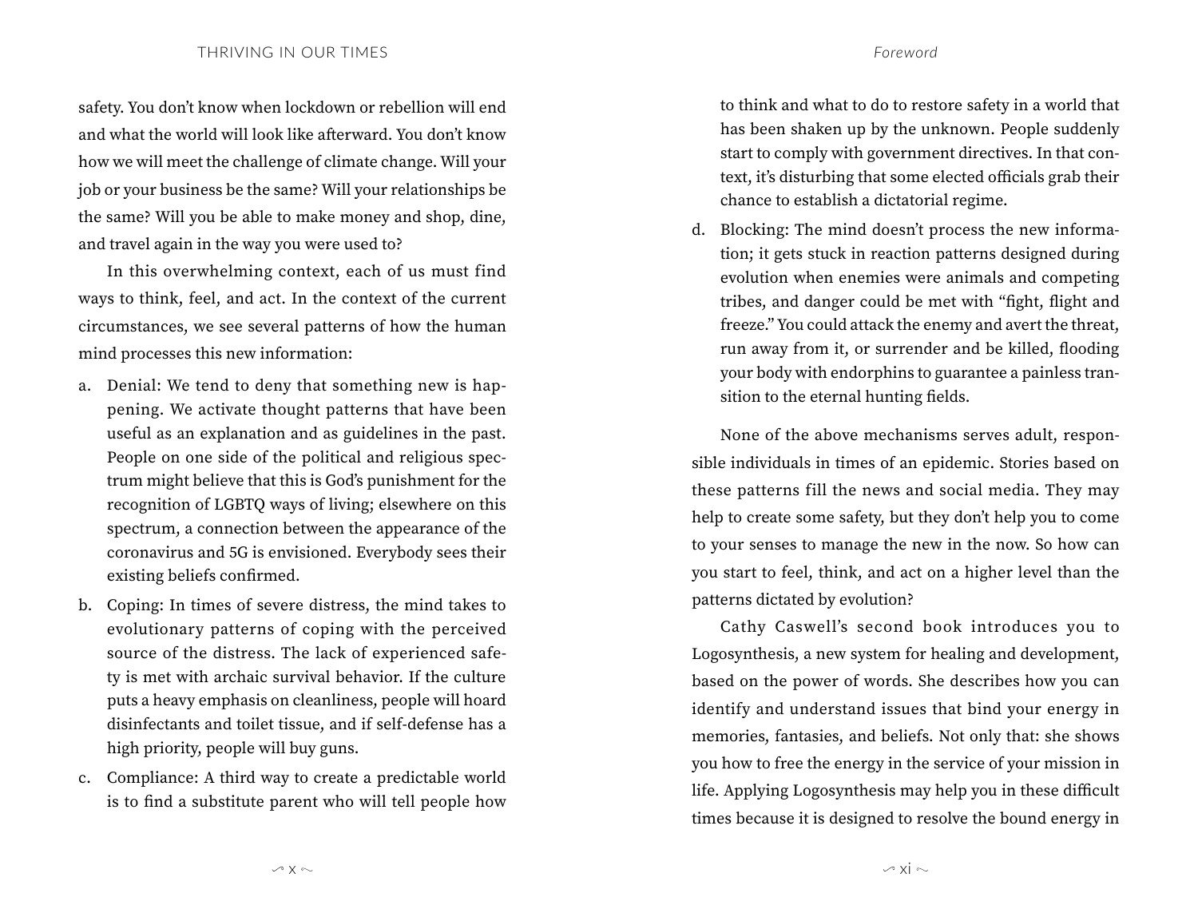safety. You don't know when lockdown or rebellion will end and what the world will look like afterward. You don't know how we will meet the challenge of climate change. Will your job or your business be the same? Will your relationships be the same? Will you be able to make money and shop, dine, and travel again in the way you were used to?

In this overwhelming context, each of us must find ways to think, feel, and act. In the context of the current circumstances, we see several patterns of how the human mind processes this new information:

a. Denial: We tend to deny that something new is happening. We activate thought patterns that have been useful as an explanation and as guidelines in the past. People on one side of the political and religious spectrum might believe that this is God's punishment for the recognition of LGBTQ ways of living; elsewhere on this spectrum, a connection between the appearance of the coronavirus and 5G is envisioned. Everybody sees their existing beliefs confirmed.
b. Coping: In times of severe distress, the mind takes to evolutionary patterns of coping with the perceived source of the distress. The lack of experienced safety is met with archaic survival behavior. If the culture puts a heavy emphasis on cleanliness, people will hoard disinfectants and toilet tissue, and if self-defense has a high priority, people will buy guns.
c. Compliance: A third way to create a predictable world is to find a substitute parent who will tell people how to think and what to do to restore safety in a world that has been shaken up by the unknown. People suddenly start to comply with government directives. In that context, it's disturbing that some elected officials grab their chance to establish a dictatorial regime.
d. Blocking: The mind doesn't process the new information; it gets stuck in reaction patterns designed during evolution when enemies were animals and competing tribes, and danger could be met with "fight, flight and freeze." You could attack the enemy and avert the threat, run away from it, or surrender and be killed, flooding your body with endorphins to guarantee a painless transition to the eternal hunting fields.

None of the above mechanisms serves adult, responsible individuals in times of an epidemic. Stories based on these patterns fill the news and social media. They may help to create some safety, but they don't help you to come to your senses to manage the new in the now. So how can you start to feel, think, and act on a higher level than the patterns dictated by evolution?

Cathy Caswell's second book introduces you to Logosynthesis, a new system for healing and development, based on the power of words. She describes how you can identify and understand issues that bind your energy in memories, fantasies, and beliefs. Not only that: she shows you how to free the energy in the service of your mission in life. Applying Logosynthesis may help you in these difficult times because it is designed to resolve the bound energy in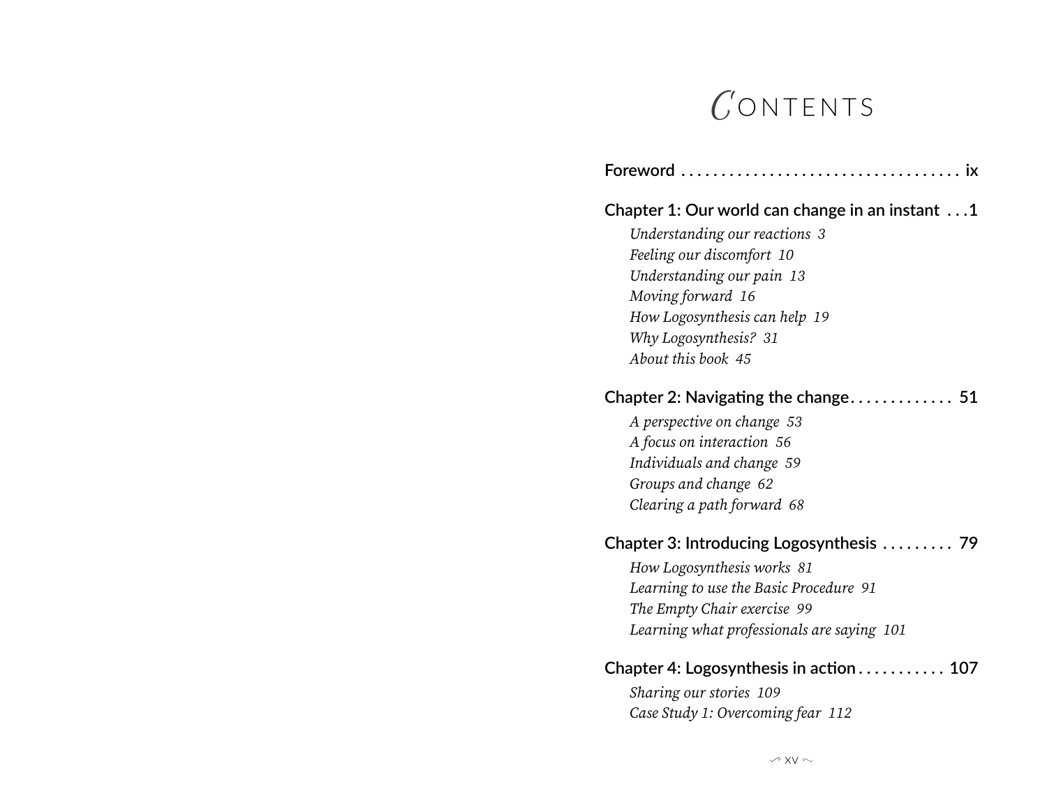# Contents

**Foreword** . . . . . . . . . . . . . . . . . . . . . . . . . . . . . . . . . . ix

**Chapter 1: Our world can change in an instant** . . . 1

*Understanding our reactions 3*
*Feeling our discomfort 10*
*Understanding our pain 13*
*Moving forward 16*
*How Logosynthesis can help 19*
*Why Logosynthesis? 31*
*About this book 45*

**Chapter 2: Navigating the change** . . . . . . . . . . . . . 51

*A perspective on change 53*
*A focus on interaction 56*
*Individuals and change 59*
*Groups and change 62*
*Clearing a path forward 68*

**Chapter 3: Introducing Logosynthesis** . . . . . . . . . 79

*How Logosynthesis works 81*
*Learning to use the Basic Procedure 91*
*The Empty Chair exercise 99*
*Learning what professionals are saying 101*

**Chapter 4: Logosynthesis in action** . . . . . . . . . . . 107

*Sharing our stories 109*
*Case Study 1: Overcoming fear 112*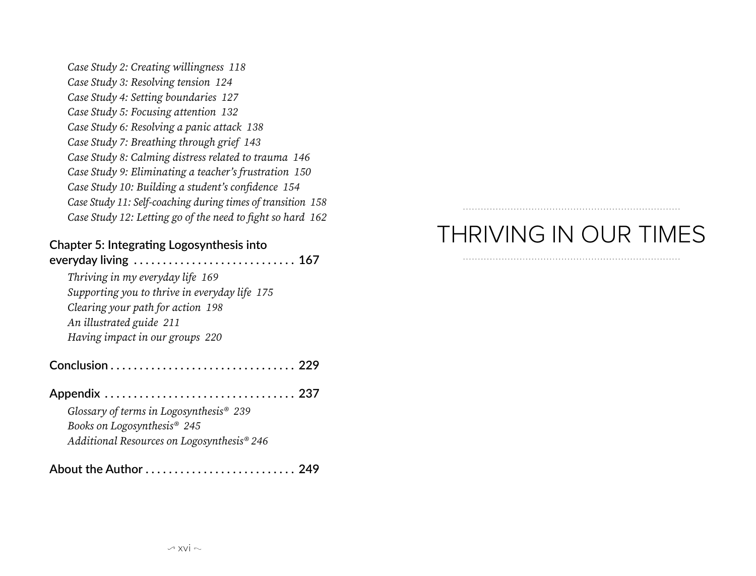*Case Study 2: Creating willingness 118*
*Case Study 3: Resolving tension 124*
*Case Study 4: Setting boundaries 127*
*Case Study 5: Focusing attention 132*
*Case Study 6: Resolving a panic attack 138*
*Case Study 7: Breathing through grief 143*
*Case Study 8: Calming distress related to trauma 146*
*Case Study 9: Eliminating a teacher's frustration 150*
*Case Study 10: Building a student's confidence 154*
*Case Study 11: Self-coaching during times of transition 158*
*Case Study 12: Letting go of the need to fight so hard 162*

Chapter 5: Integrating Logosynthesis into everyday living . . . . . . . . . . . . . . . . . . . . . . . . . . . . 167

*Thriving in my everyday life 169*
*Supporting you to thrive in everyday life 175*
*Clearing your path for action 198*
*An illustrated guide 211*
*Having impact in our groups 220*

Conclusion . . . . . . . . . . . . . . . . . . . . . . . . . . . . . . . . 229

Appendix . . . . . . . . . . . . . . . . . . . . . . . . . . . . . . . . . 237

*Glossary of terms in Logosynthesis® 239*
*Books on Logosynthesis® 245*
*Additional Resources on Logosynthesis® 246*

About the Author . . . . . . . . . . . . . . . . . . . . . . . . . . 249

# THRIVING IN OUR TIMES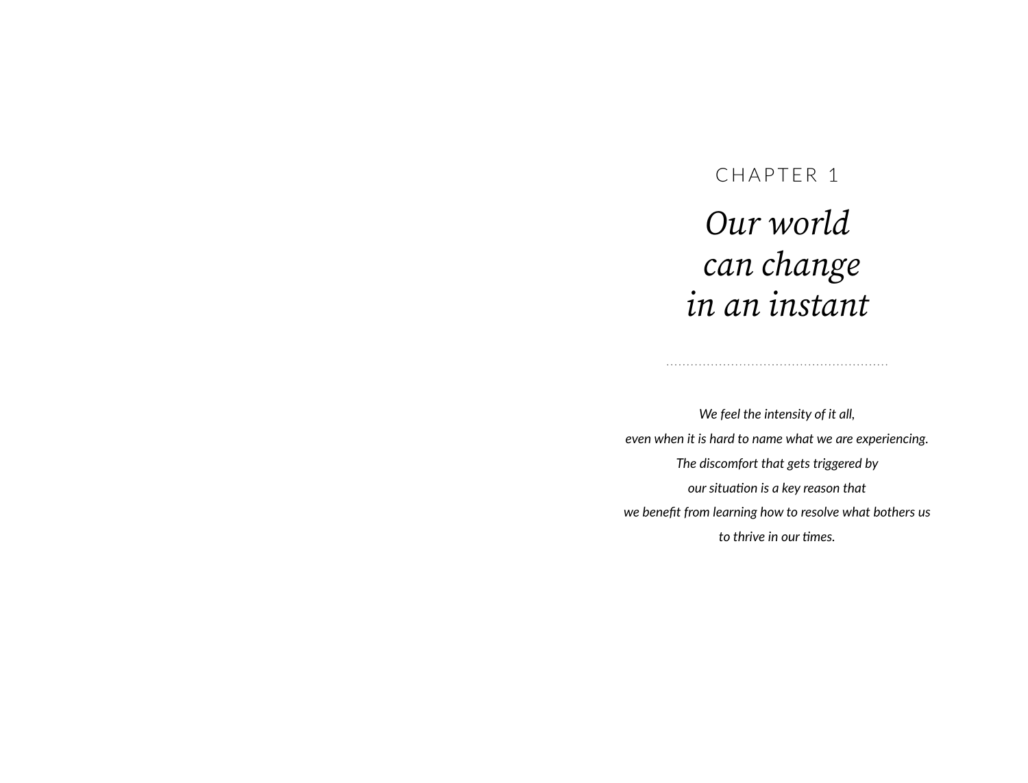CHAPTER 1

# *Our world can change in an instant*

*We feel the intensity of it all,*
*even when it is hard to name what we are experiencing.*
*The discomfort that gets triggered by*
*our situation is a key reason that*
*we benefit from learning how to resolve what bothers us*
*to thrive in our times.*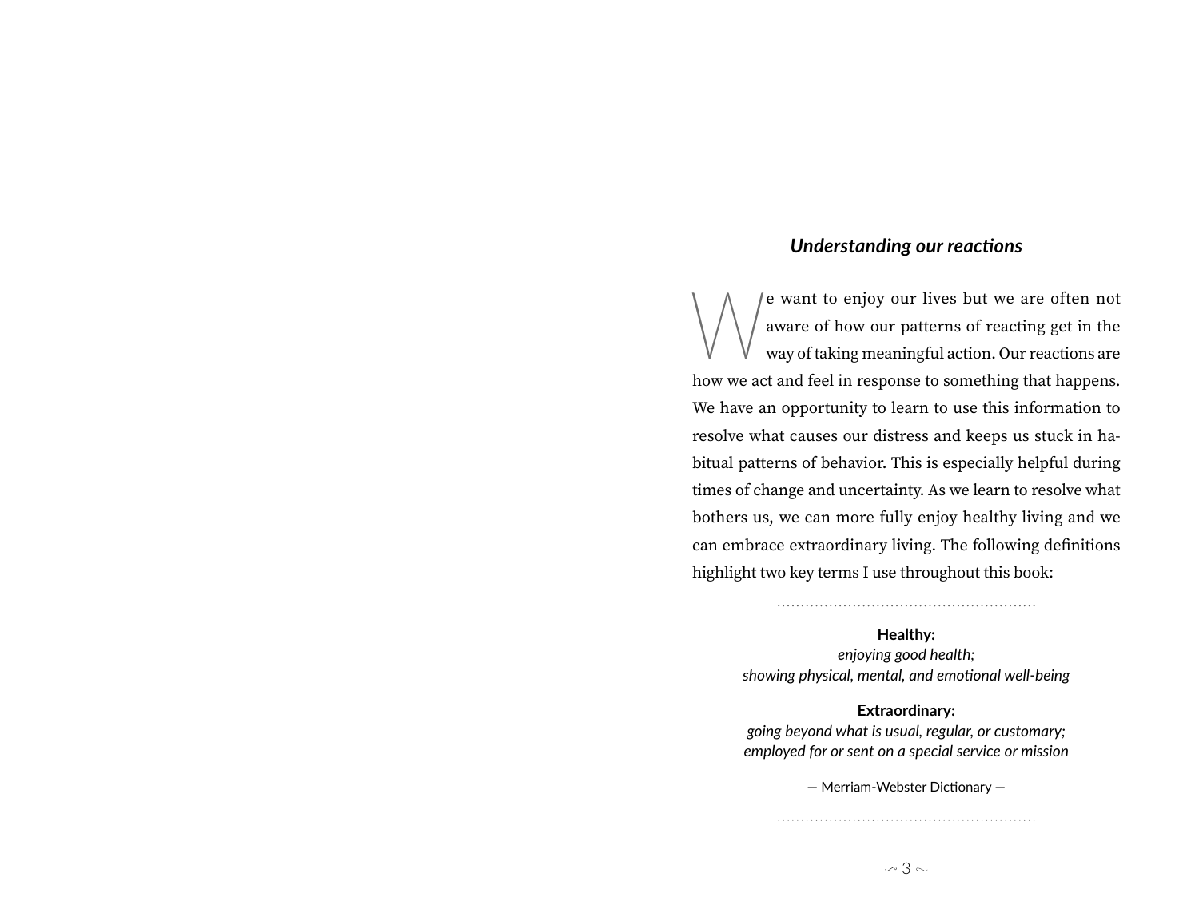## *Understanding our reactions*

We want to enjoy our lives but we are often not aware of how our patterns of reacting get in the way of taking meaningful action. Our reactions are how we act and feel in response to something that happens. We have an opportunity to learn to use this information to resolve what causes our distress and keeps us stuck in habitual patterns of behavior. This is especially helpful during times of change and uncertainty. As we learn to resolve what bothers us, we can more fully enjoy healthy living and we can embrace extraordinary living. The following definitions highlight two key terms I use throughout this book:

**Healthy:**
*enjoying good health;*
*showing physical, mental, and emotional well-being*

**Extraordinary:**
*going beyond what is usual, regular, or customary;*
*employed for or sent on a special service or mission*

— Merriam-Webster Dictionary —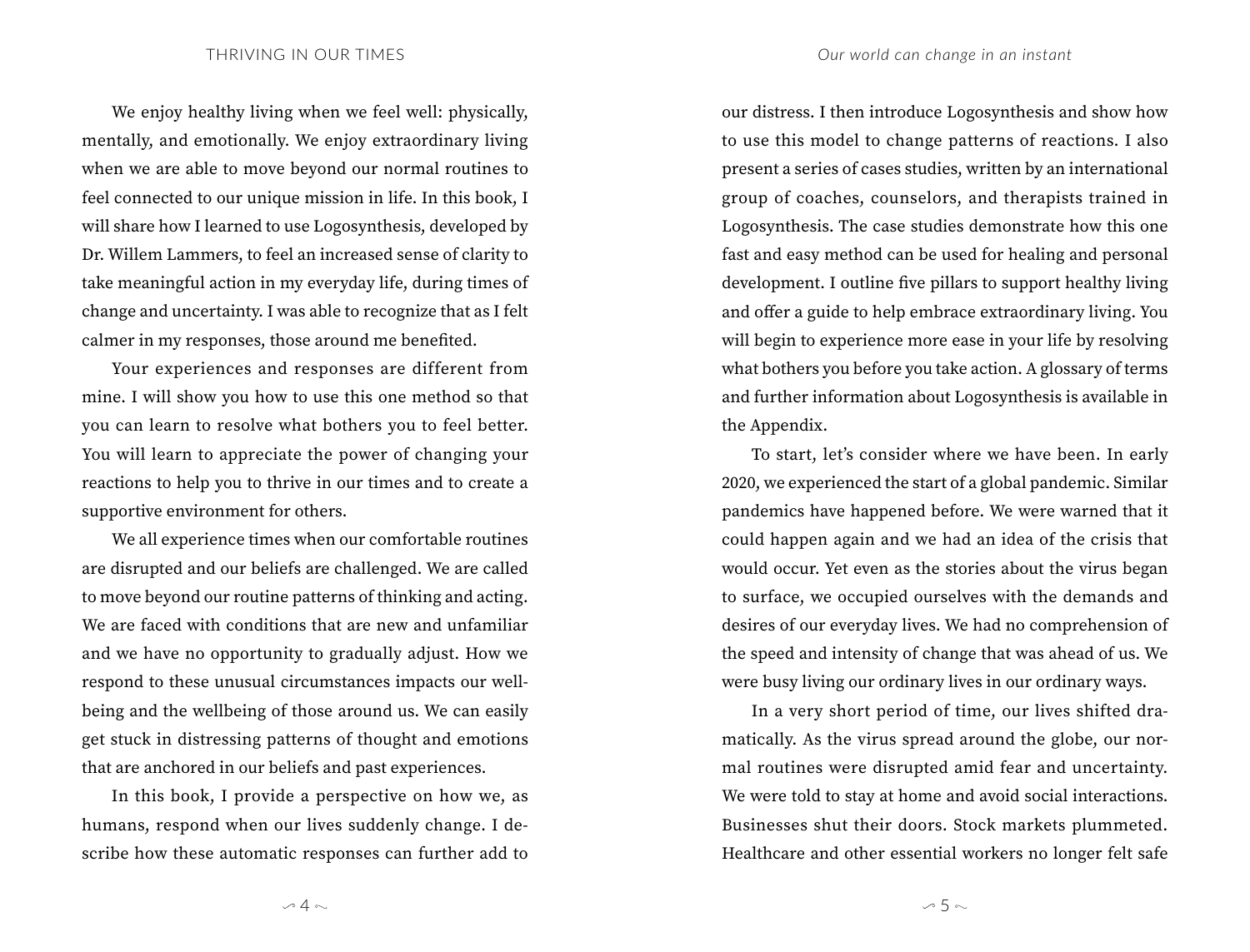We enjoy healthy living when we feel well: physically, mentally, and emotionally. We enjoy extraordinary living when we are able to move beyond our normal routines to feel connected to our unique mission in life. In this book, I will share how I learned to use Logosynthesis, developed by Dr. Willem Lammers, to feel an increased sense of clarity to take meaningful action in my everyday life, during times of change and uncertainty. I was able to recognize that as I felt calmer in my responses, those around me benefited.

Your experiences and responses are different from mine. I will show you how to use this one method so that you can learn to resolve what bothers you to feel better. You will learn to appreciate the power of changing your reactions to help you to thrive in our times and to create a supportive environment for others.

We all experience times when our comfortable routines are disrupted and our beliefs are challenged. We are called to move beyond our routine patterns of thinking and acting. We are faced with conditions that are new and unfamiliar and we have no opportunity to gradually adjust. How we respond to these unusual circumstances impacts our well-being and the wellbeing of those around us. We can easily get stuck in distressing patterns of thought and emotions that are anchored in our beliefs and past experiences.

In this book, I provide a perspective on how we, as humans, respond when our lives suddenly change. I describe how these automatic responses can further add to our distress. I then introduce Logosynthesis and show how to use this model to change patterns of reactions. I also present a series of cases studies, written by an international group of coaches, counselors, and therapists trained in Logosynthesis. The case studies demonstrate how this one fast and easy method can be used for healing and personal development. I outline five pillars to support healthy living and offer a guide to help embrace extraordinary living. You will begin to experience more ease in your life by resolving what bothers you before you take action. A glossary of terms and further information about Logosynthesis is available in the Appendix.

To start, let's consider where we have been. In early 2020, we experienced the start of a global pandemic. Similar pandemics have happened before. We were warned that it could happen again and we had an idea of the crisis that would occur. Yet even as the stories about the virus began to surface, we occupied ourselves with the demands and desires of our everyday lives. We had no comprehension of the speed and intensity of change that was ahead of us. We were busy living our ordinary lives in our ordinary ways.

In a very short period of time, our lives shifted dramatically. As the virus spread around the globe, our normal routines were disrupted amid fear and uncertainty. We were told to stay at home and avoid social interactions. Businesses shut their doors. Stock markets plummeted. Healthcare and other essential workers no longer felt safe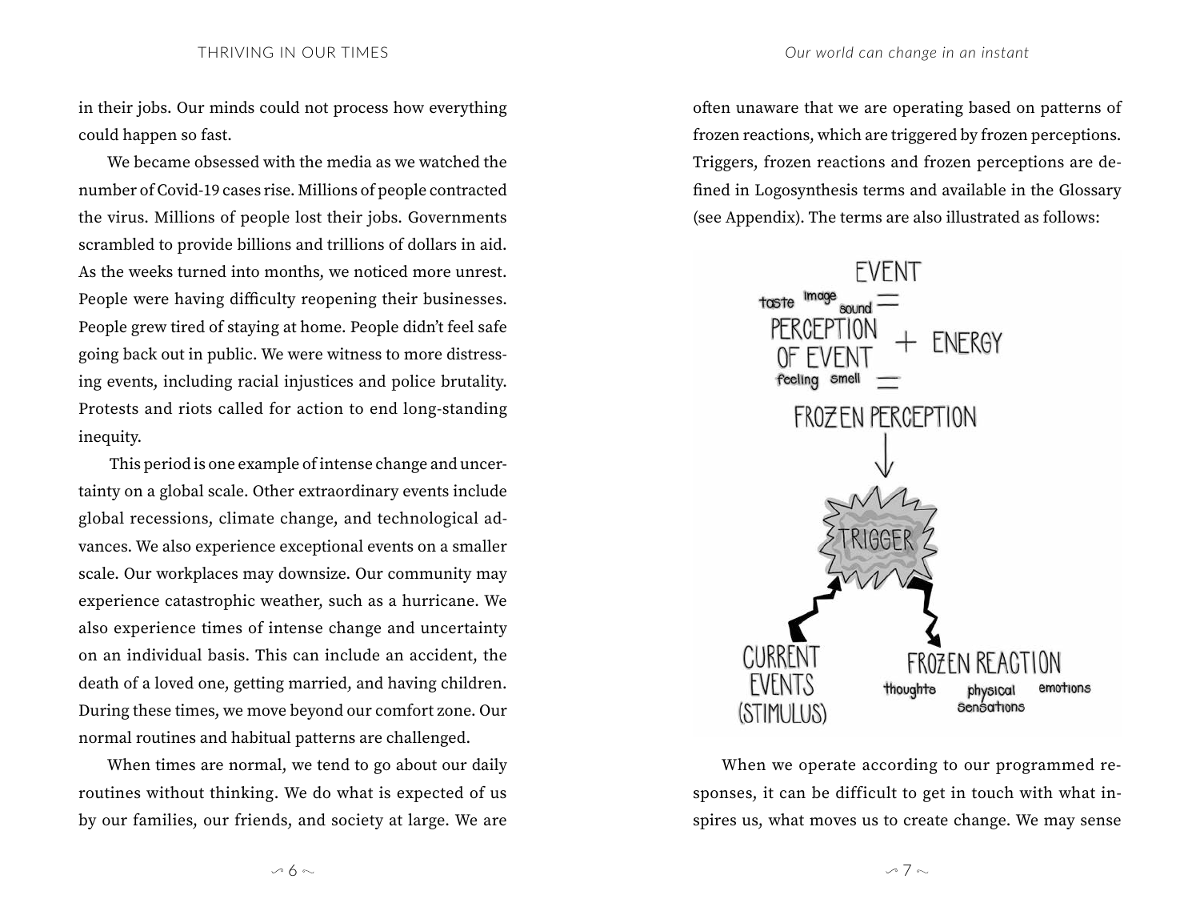in their jobs. Our minds could not process how everything could happen so fast.

We became obsessed with the media as we watched the number of Covid-19 cases rise. Millions of people contracted the virus. Millions of people lost their jobs. Governments scrambled to provide billions and trillions of dollars in aid. As the weeks turned into months, we noticed more unrest. People were having difficulty reopening their businesses. People grew tired of staying at home. People didn't feel safe going back out in public. We were witness to more distressing events, including racial injustices and police brutality. Protests and riots called for action to end long-standing inequity.

This period is one example of intense change and uncertainty on a global scale. Other extraordinary events include global recessions, climate change, and technological advances. We also experience exceptional events on a smaller scale. Our workplaces may downsize. Our community may experience catastrophic weather, such as a hurricane. We also experience times of intense change and uncertainty on an individual basis. This can include an accident, the death of a loved one, getting married, and having children. During these times, we move beyond our comfort zone. Our normal routines and habitual patterns are challenged.

When times are normal, we tend to go about our daily routines without thinking. We do what is expected of us by our families, our friends, and society at large. We are often unaware that we are operating based on patterns of frozen reactions, which are triggered by frozen perceptions. Triggers, frozen reactions and frozen perceptions are defined in Logosynthesis terms and available in the Glossary (see Appendix). The terms are also illustrated as follows:

When we operate according to our programmed responses, it can be difficult to get in touch with what inspires us, what moves us to create change. We may sense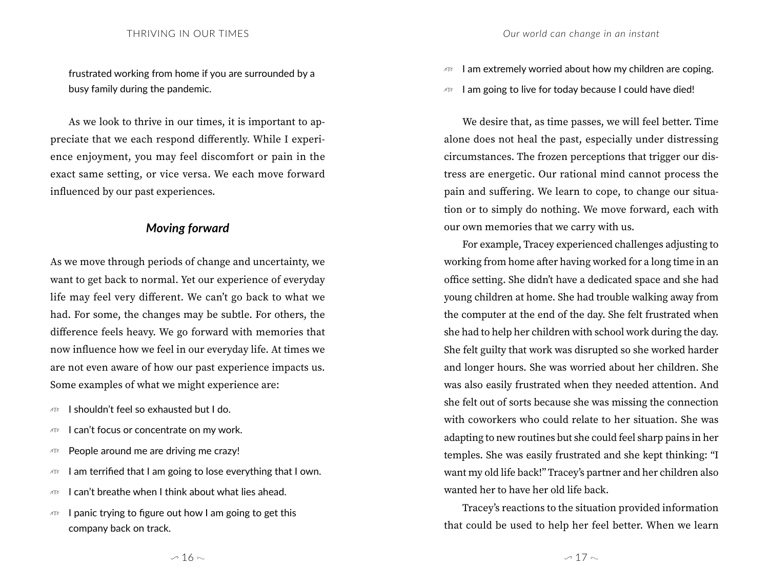frustrated working from home if you are surrounded by a busy family during the pandemic.

As we look to thrive in our times, it is important to appreciate that we each respond differently. While I experience enjoyment, you may feel discomfort or pain in the exact same setting, or vice versa. We each move forward influenced by our past experiences.

### *Moving forward*

As we move through periods of change and uncertainty, we want to get back to normal. Yet our experience of everyday life may feel very different. We can't go back to what we had. For some, the changes may be subtle. For others, the difference feels heavy. We go forward with memories that now influence how we feel in our everyday life. At times we are not even aware of how our past experience impacts us. Some examples of what we might experience are:

- I shouldn't feel so exhausted but I do.
- I can't focus or concentrate on my work.
- People around me are driving me crazy!
- I am terrified that I am going to lose everything that I own.
- I can't breathe when I think about what lies ahead.
- I panic trying to figure out how I am going to get this company back on track.
- I am extremely worried about how my children are coping.
- I am going to live for today because I could have died!

We desire that, as time passes, we will feel better. Time alone does not heal the past, especially under distressing circumstances. The frozen perceptions that trigger our distress are energetic. Our rational mind cannot process the pain and suffering. We learn to cope, to change our situation or to simply do nothing. We move forward, each with our own memories that we carry with us.

For example, Tracey experienced challenges adjusting to working from home after having worked for a long time in an office setting. She didn't have a dedicated space and she had young children at home. She had trouble walking away from the computer at the end of the day. She felt frustrated when she had to help her children with school work during the day. She felt guilty that work was disrupted so she worked harder and longer hours. She was worried about her children. She was also easily frustrated when they needed attention. And she felt out of sorts because she was missing the connection with coworkers who could relate to her situation. She was adapting to new routines but she could feel sharp pains in her temples. She was easily frustrated and she kept thinking: "I want my old life back!" Tracey's partner and her children also wanted her to have her old life back.

Tracey's reactions to the situation provided information that could be used to help her feel better. When we learn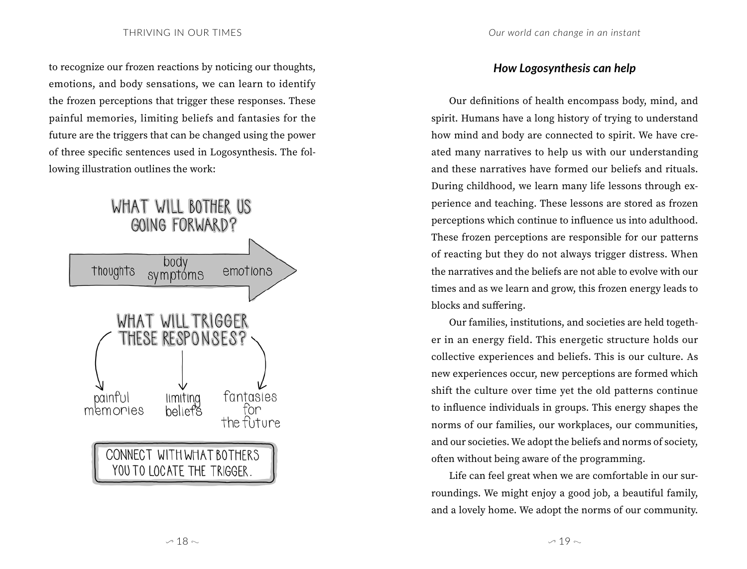to recognize our frozen reactions by noticing our thoughts, emotions, and body sensations, we can learn to identify the frozen perceptions that trigger these responses. These painful memories, limiting beliefs and fantasies for the future are the triggers that can be changed using the power of three specific sentences used in Logosynthesis. The following illustration outlines the work:

WHAT WILL BOTHER US GOING FORWARD?

thoughts — body symptoms — emotions

WHAT WILL TRIGGER THESE RESPONSES?

painful memories — limiting beliefs — fantasies for the future

CONNECT WITH WHAT BOTHERS YOU TO LOCATE THE TRIGGER.

### *How Logosynthesis can help*

Our definitions of health encompass body, mind, and spirit. Humans have a long history of trying to understand how mind and body are connected to spirit. We have created many narratives to help us with our understanding and these narratives have formed our beliefs and rituals. During childhood, we learn many life lessons through experience and teaching. These lessons are stored as frozen perceptions which continue to influence us into adulthood. These frozen perceptions are responsible for our patterns of reacting but they do not always trigger distress. When the narratives and the beliefs are not able to evolve with our times and as we learn and grow, this frozen energy leads to blocks and suffering.

Our families, institutions, and societies are held together in an energy field. This energetic structure holds our collective experiences and beliefs. This is our culture. As new experiences occur, new perceptions are formed which shift the culture over time yet the old patterns continue to influence individuals in groups. This energy shapes the norms of our families, our workplaces, our communities, and our societies. We adopt the beliefs and norms of society, often without being aware of the programming.

Life can feel great when we are comfortable in our surroundings. We might enjoy a good job, a beautiful family, and a lovely home. We adopt the norms of our community.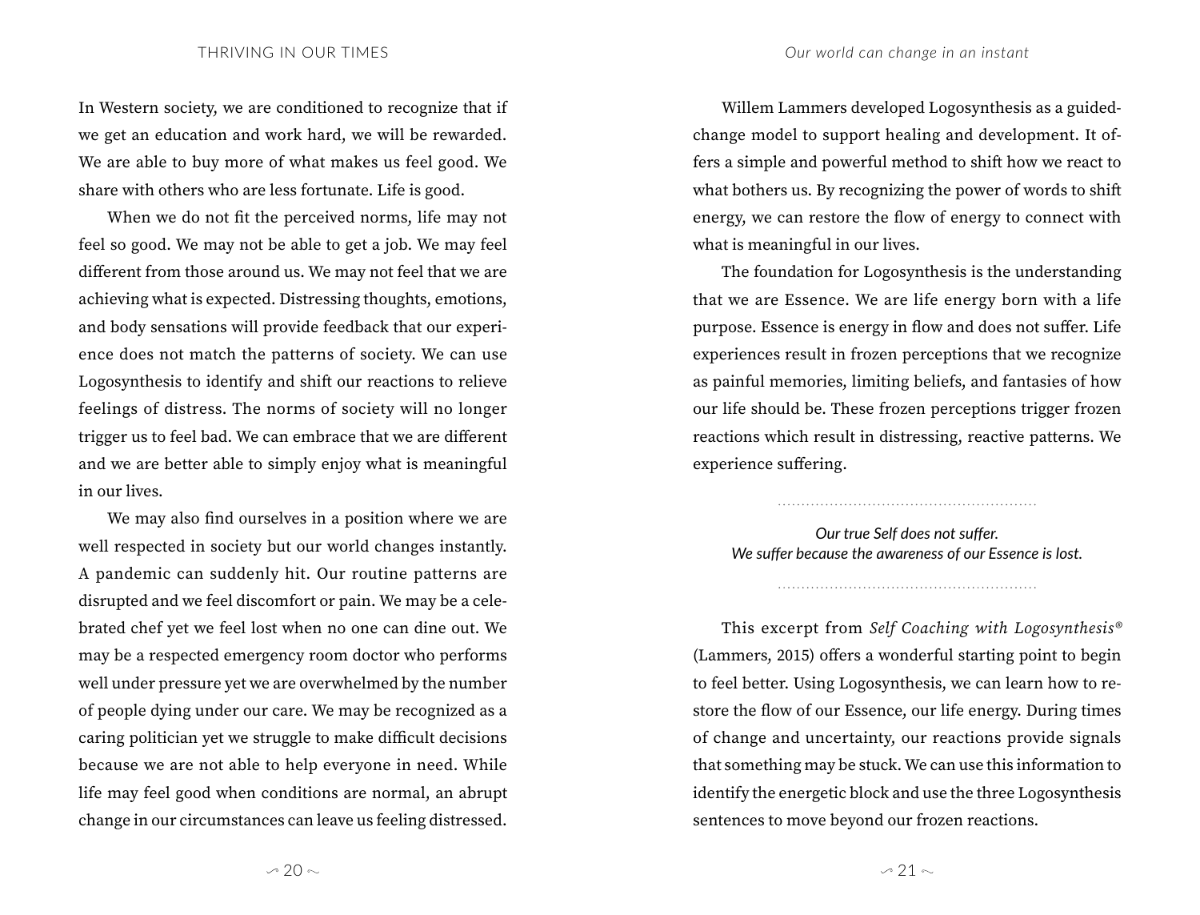In Western society, we are conditioned to recognize that if we get an education and work hard, we will be rewarded. We are able to buy more of what makes us feel good. We share with others who are less fortunate. Life is good.

When we do not fit the perceived norms, life may not feel so good. We may not be able to get a job. We may feel different from those around us. We may not feel that we are achieving what is expected. Distressing thoughts, emotions, and body sensations will provide feedback that our experience does not match the patterns of society. We can use Logosynthesis to identify and shift our reactions to relieve feelings of distress. The norms of society will no longer trigger us to feel bad. We can embrace that we are different and we are better able to simply enjoy what is meaningful in our lives.

We may also find ourselves in a position where we are well respected in society but our world changes instantly. A pandemic can suddenly hit. Our routine patterns are disrupted and we feel discomfort or pain. We may be a celebrated chef yet we feel lost when no one can dine out. We may be a respected emergency room doctor who performs well under pressure yet we are overwhelmed by the number of people dying under our care. We may be recognized as a caring politician yet we struggle to make difficult decisions because we are not able to help everyone in need. While life may feel good when conditions are normal, an abrupt change in our circumstances can leave us feeling distressed.

Willem Lammers developed Logosynthesis as a guided-change model to support healing and development. It offers a simple and powerful method to shift how we react to what bothers us. By recognizing the power of words to shift energy, we can restore the flow of energy to connect with what is meaningful in our lives.

The foundation for Logosynthesis is the understanding that we are Essence. We are life energy born with a life purpose. Essence is energy in flow and does not suffer. Life experiences result in frozen perceptions that we recognize as painful memories, limiting beliefs, and fantasies of how our life should be. These frozen perceptions trigger frozen reactions which result in distressing, reactive patterns. We experience suffering.

*Our true Self does not suffer.*
*We suffer because the awareness of our Essence is lost.*

This excerpt from *Self Coaching with Logosynthesis®* (Lammers, 2015) offers a wonderful starting point to begin to feel better. Using Logosynthesis, we can learn how to restore the flow of our Essence, our life energy. During times of change and uncertainty, our reactions provide signals that something may be stuck. We can use this information to identify the energetic block and use the three Logosynthesis sentences to move beyond our frozen reactions.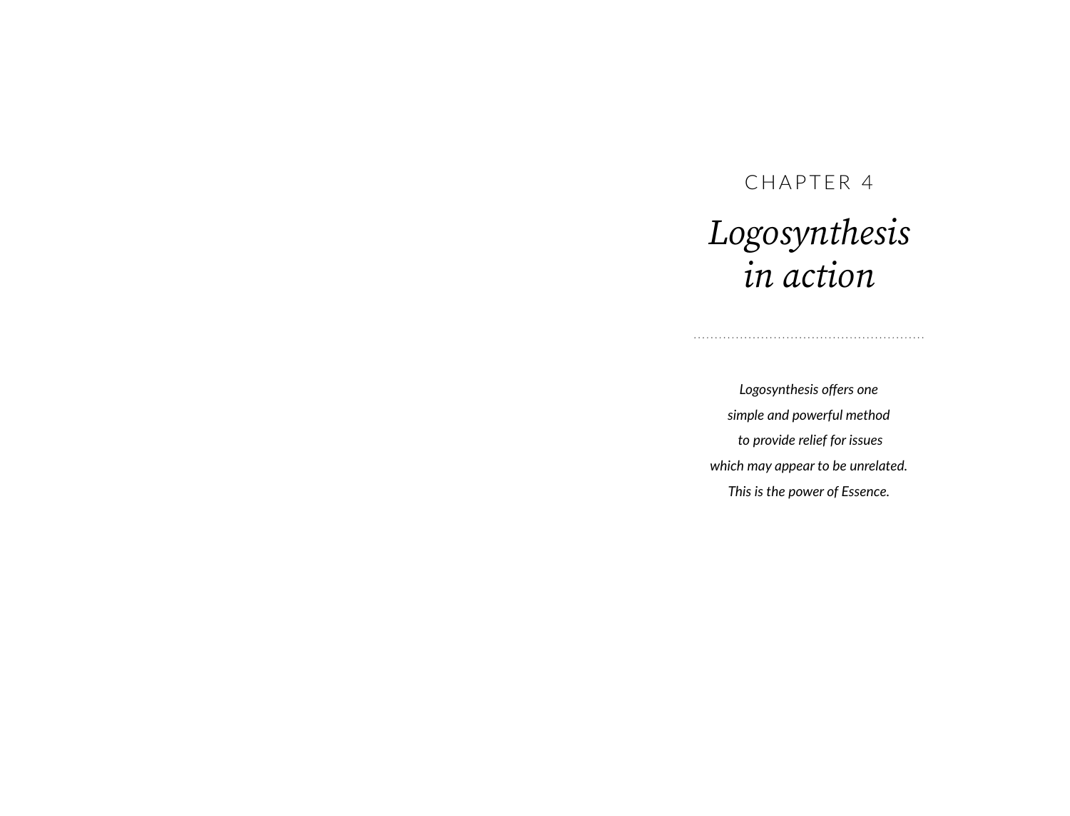CHAPTER 4

# *Logosynthesis in action*

*Logosynthesis offers one simple and powerful method to provide relief for issues which may appear to be unrelated. This is the power of Essence.*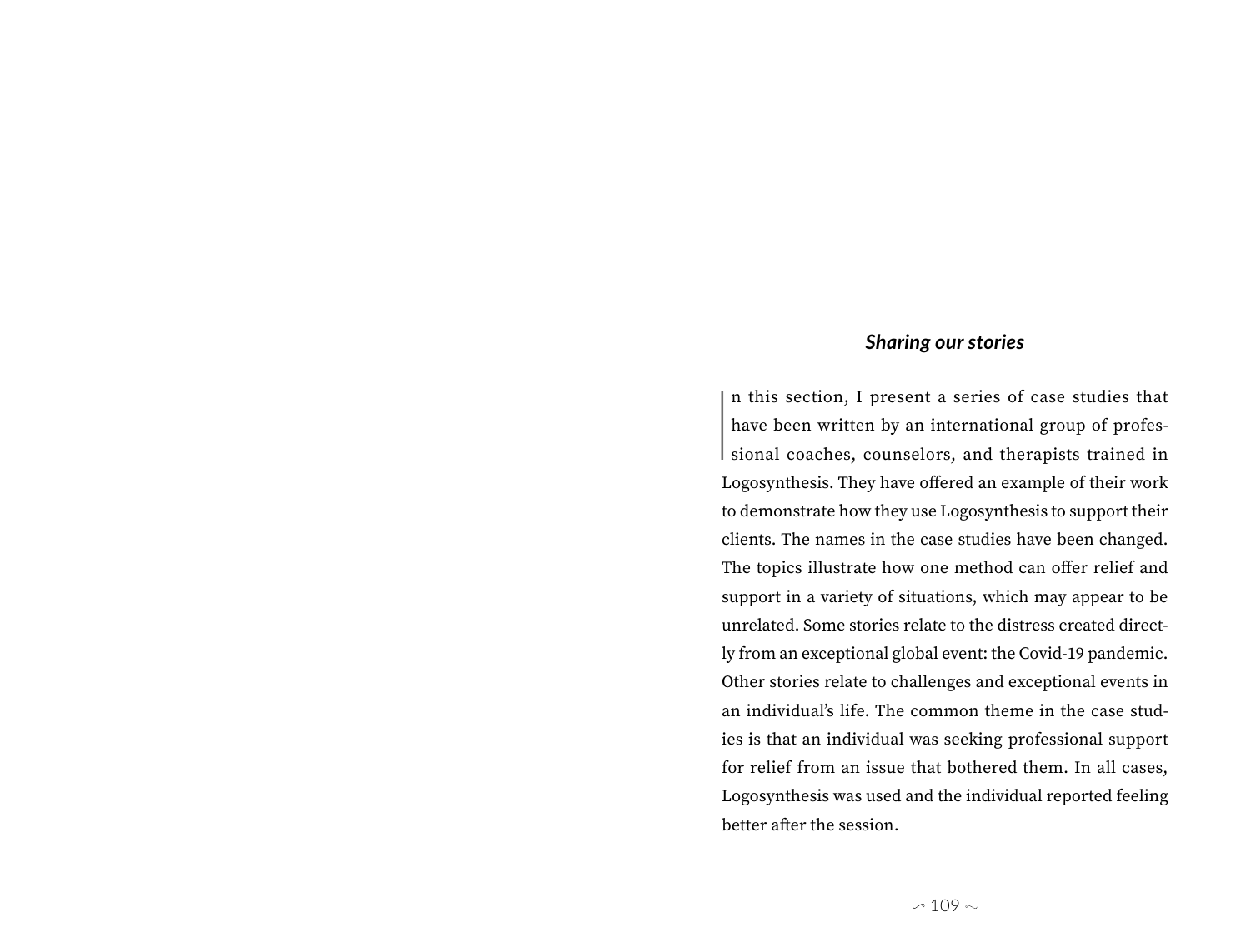## *Sharing our stories*

In this section, I present a series of case studies that have been written by an international group of professional coaches, counselors, and therapists trained in Logosynthesis. They have offered an example of their work to demonstrate how they use Logosynthesis to support their clients. The names in the case studies have been changed. The topics illustrate how one method can offer relief and support in a variety of situations, which may appear to be unrelated. Some stories relate to the distress created directly from an exceptional global event: the Covid-19 pandemic. Other stories relate to challenges and exceptional events in an individual's life. The common theme in the case studies is that an individual was seeking professional support for relief from an issue that bothered them. In all cases, Logosynthesis was used and the individual reported feeling better after the session.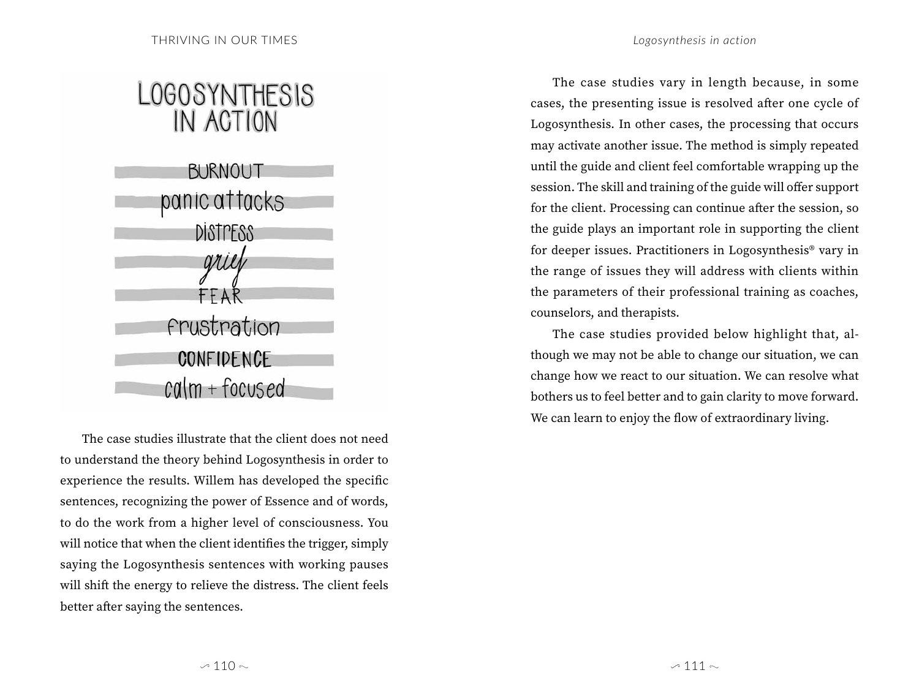# LOGOSYNTHESIS IN ACTION

BURNOUT

panic attacks

DISTRESS

grief

FEAR

frustration

CONFIDENCE

calm + focused

The case studies illustrate that the client does not need to understand the theory behind Logosynthesis in order to experience the results. Willem has developed the specific sentences, recognizing the power of Essence and of words, to do the work from a higher level of consciousness. You will notice that when the client identifies the trigger, simply saying the Logosynthesis sentences with working pauses will shift the energy to relieve the distress. The client feels better after saying the sentences.

The case studies vary in length because, in some cases, the presenting issue is resolved after one cycle of Logosynthesis. In other cases, the processing that occurs may activate another issue. The method is simply repeated until the guide and client feel comfortable wrapping up the session. The skill and training of the guide will offer support for the client. Processing can continue after the session, so the guide plays an important role in supporting the client for deeper issues. Practitioners in Logosynthesis® vary in the range of issues they will address with clients within the parameters of their professional training as coaches, counselors, and therapists.

The case studies provided below highlight that, although we may not be able to change our situation, we can change how we react to our situation. We can resolve what bothers us to feel better and to gain clarity to move forward. We can learn to enjoy the flow of extraordinary living.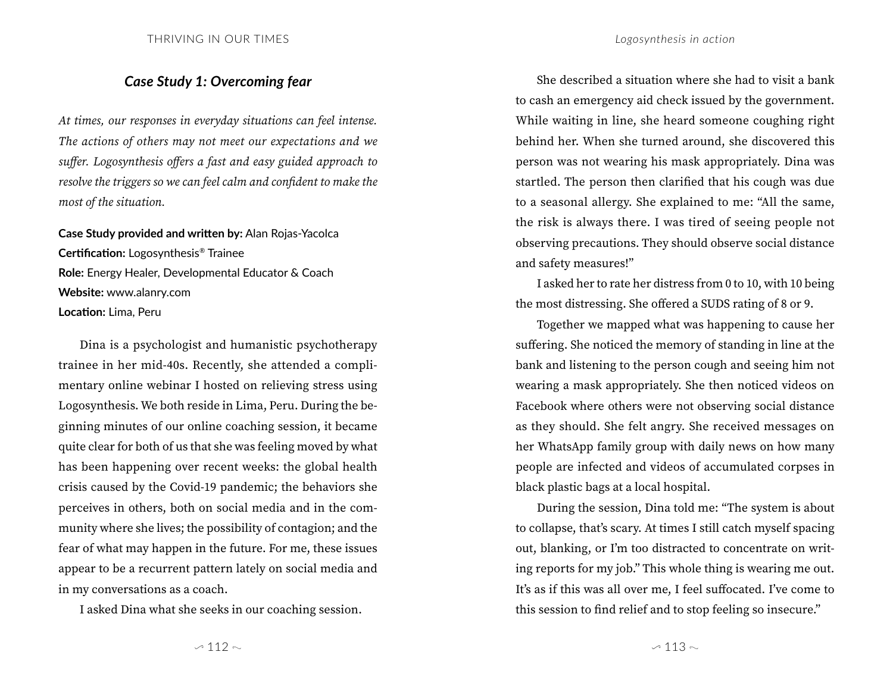## *Case Study 1: Overcoming fear*

*At times, our responses in everyday situations can feel intense. The actions of others may not meet our expectations and we suffer. Logosynthesis offers a fast and easy guided approach to resolve the triggers so we can feel calm and confident to make the most of the situation.*

**Case Study provided and written by:** Alan Rojas-Yacolca
**Certification:** Logosynthesis® Trainee
**Role:** Energy Healer, Developmental Educator & Coach
**Website:** www.alanry.com
**Location:** Lima, Peru

Dina is a psychologist and humanistic psychotherapy trainee in her mid-40s. Recently, she attended a complimentary online webinar I hosted on relieving stress using Logosynthesis. We both reside in Lima, Peru. During the beginning minutes of our online coaching session, it became quite clear for both of us that she was feeling moved by what has been happening over recent weeks: the global health crisis caused by the Covid-19 pandemic; the behaviors she perceives in others, both on social media and in the community where she lives; the possibility of contagion; and the fear of what may happen in the future. For me, these issues appear to be a recurrent pattern lately on social media and in my conversations as a coach.

I asked Dina what she seeks in our coaching session.

She described a situation where she had to visit a bank to cash an emergency aid check issued by the government. While waiting in line, she heard someone coughing right behind her. When she turned around, she discovered this person was not wearing his mask appropriately. Dina was startled. The person then clarified that his cough was due to a seasonal allergy. She explained to me: "All the same, the risk is always there. I was tired of seeing people not observing precautions. They should observe social distance and safety measures!"

I asked her to rate her distress from 0 to 10, with 10 being the most distressing. She offered a SUDS rating of 8 or 9.

Together we mapped what was happening to cause her suffering. She noticed the memory of standing in line at the bank and listening to the person cough and seeing him not wearing a mask appropriately. She then noticed videos on Facebook where others were not observing social distance as they should. She felt angry. She received messages on her WhatsApp family group with daily news on how many people are infected and videos of accumulated corpses in black plastic bags at a local hospital.

During the session, Dina told me: "The system is about to collapse, that's scary. At times I still catch myself spacing out, blanking, or I'm too distracted to concentrate on writing reports for my job." This whole thing is wearing me out. It's as if this was all over me, I feel suffocated. I've come to this session to find relief and to stop feeling so insecure."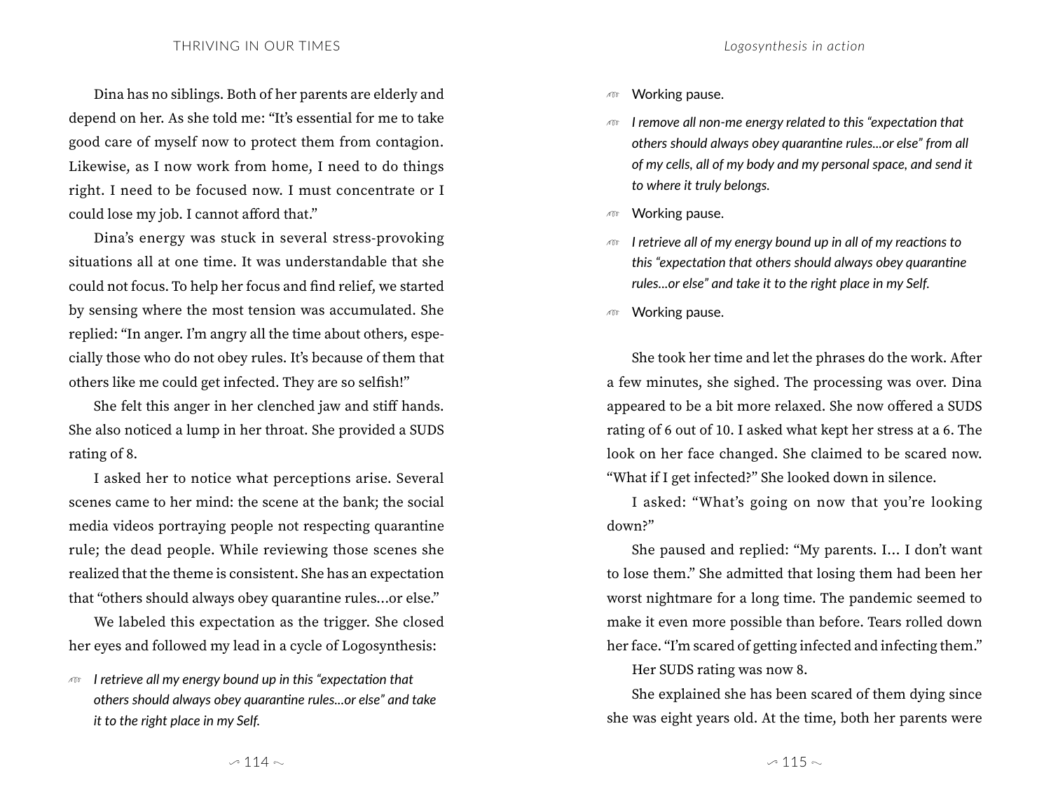Dina has no siblings. Both of her parents are elderly and depend on her. As she told me: "It's essential for me to take good care of myself now to protect them from contagion. Likewise, as I now work from home, I need to do things right. I need to be focused now. I must concentrate or I could lose my job. I cannot afford that."

Dina's energy was stuck in several stress-provoking situations all at one time. It was understandable that she could not focus. To help her focus and find relief, we started by sensing where the most tension was accumulated. She replied: "In anger. I'm angry all the time about others, especially those who do not obey rules. It's because of them that others like me could get infected. They are so selfish!"

She felt this anger in her clenched jaw and stiff hands. She also noticed a lump in her throat. She provided a SUDS rating of 8.

I asked her to notice what perceptions arise. Several scenes came to her mind: the scene at the bank; the social media videos portraying people not respecting quarantine rule; the dead people. While reviewing those scenes she realized that the theme is consistent. She has an expectation that "others should always obey quarantine rules…or else."

We labeled this expectation as the trigger. She closed her eyes and followed my lead in a cycle of Logosynthesis:

- *I retrieve all my energy bound up in this "expectation that others should always obey quarantine rules…or else" and take it to the right place in my Self.*
- Working pause.
- *I remove all non-me energy related to this "expectation that others should always obey quarantine rules…or else" from all of my cells, all of my body and my personal space, and send it to where it truly belongs.*
- Working pause.
- *I retrieve all of my energy bound up in all of my reactions to this "expectation that others should always obey quarantine rules…or else" and take it to the right place in my Self.*
- Working pause.

She took her time and let the phrases do the work. After a few minutes, she sighed. The processing was over. Dina appeared to be a bit more relaxed. She now offered a SUDS rating of 6 out of 10. I asked what kept her stress at a 6. The look on her face changed. She claimed to be scared now. "What if I get infected?" She looked down in silence.

I asked: "What's going on now that you're looking down?"

She paused and replied: "My parents. I… I don't want to lose them." She admitted that losing them had been her worst nightmare for a long time. The pandemic seemed to make it even more possible than before. Tears rolled down her face. "I'm scared of getting infected and infecting them."

Her SUDS rating was now 8.

She explained she has been scared of them dying since she was eight years old. At the time, both her parents were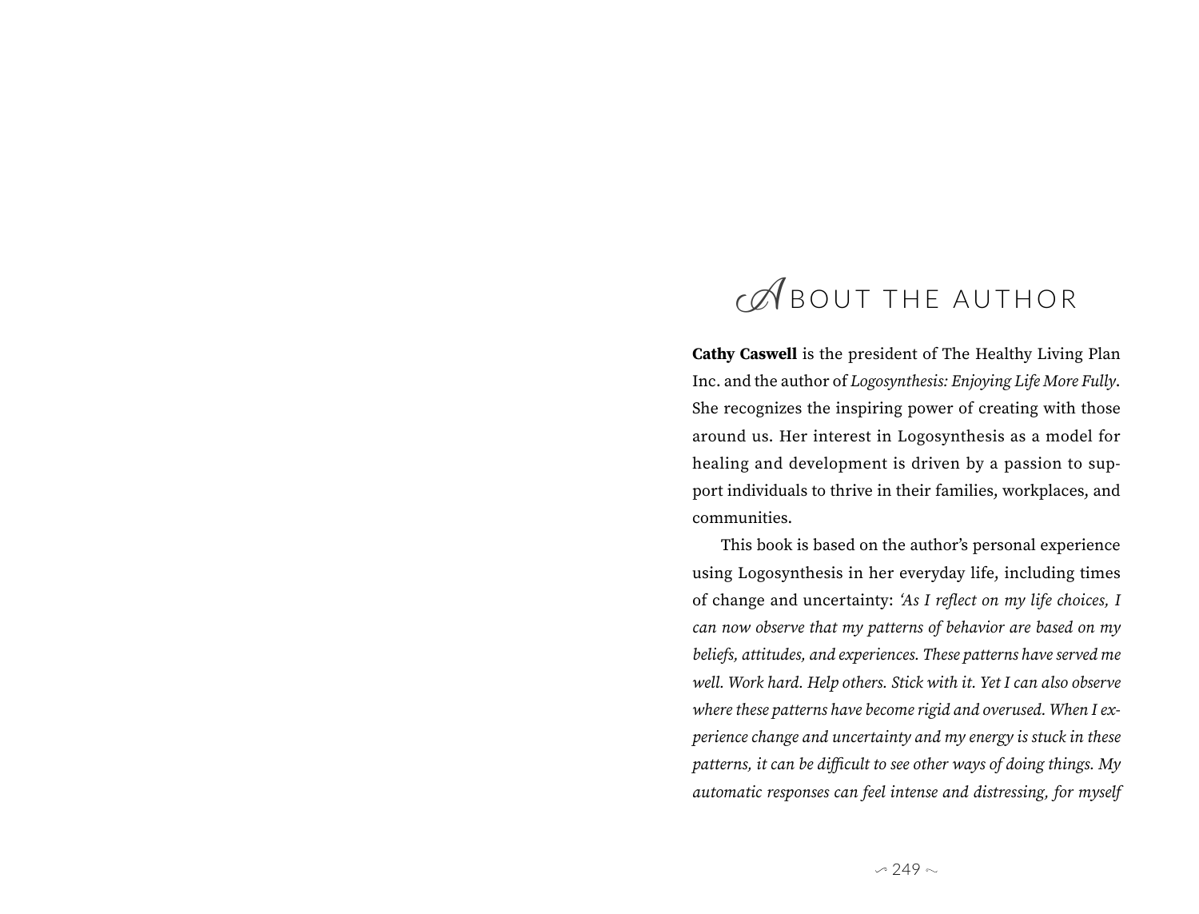# About the Author

**Cathy Caswell** is the president of The Healthy Living Plan Inc. and the author of *Logosynthesis: Enjoying Life More Fully*. She recognizes the inspiring power of creating with those around us. Her interest in Logosynthesis as a model for healing and development is driven by a passion to support individuals to thrive in their families, workplaces, and communities.

This book is based on the author's personal experience using Logosynthesis in her everyday life, including times of change and uncertainty: *'As I reflect on my life choices, I can now observe that my patterns of behavior are based on my beliefs, attitudes, and experiences. These patterns have served me well. Work hard. Help others. Stick with it. Yet I can also observe where these patterns have become rigid and overused. When I experience change and uncertainty and my energy is stuck in these patterns, it can be difficult to see other ways of doing things. My automatic responses can feel intense and distressing, for myself*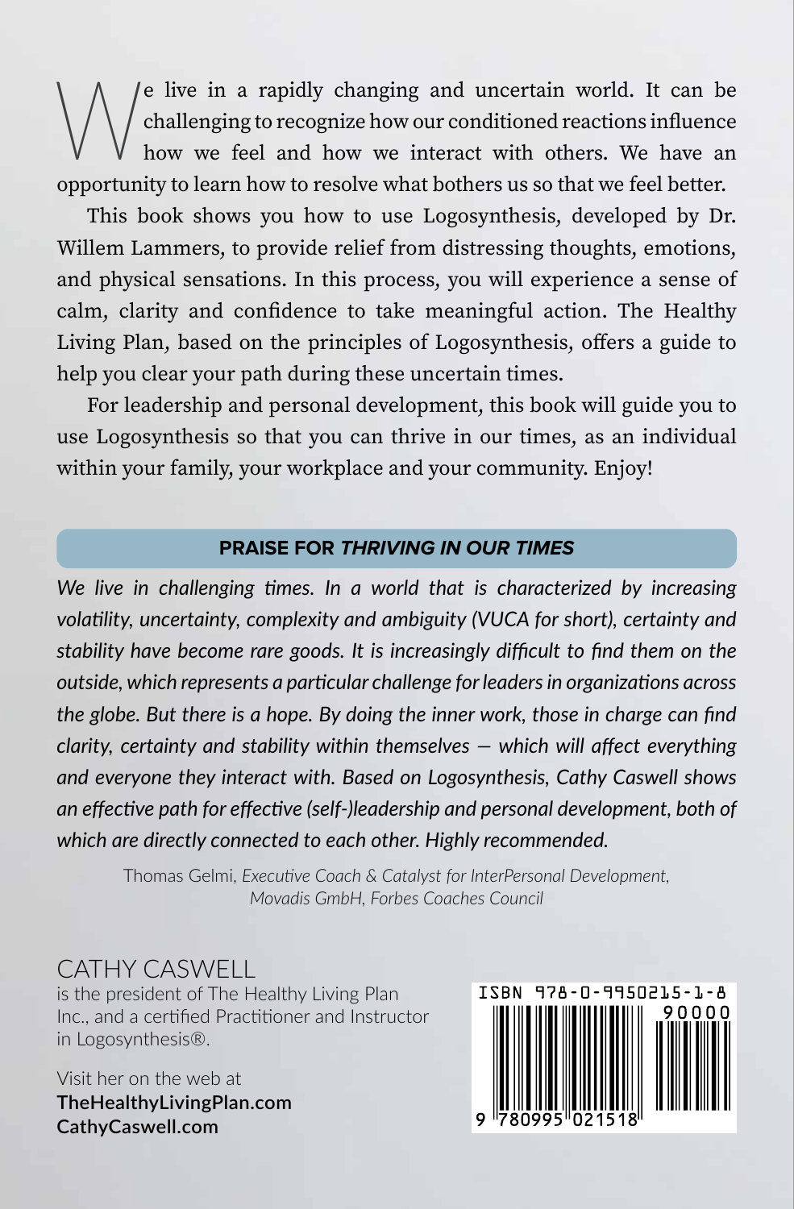We live in a rapidly changing and uncertain world. It can be challenging to recognize how our conditioned reactions influence how we feel and how we interact with others. We have an opportunity to learn how to resolve what bothers us so that we feel better.

This book shows you how to use Logosynthesis, developed by Dr. Willem Lammers, to provide relief from distressing thoughts, emotions, and physical sensations. In this process, you will experience a sense of calm, clarity and confidence to take meaningful action. The Healthy Living Plan, based on the principles of Logosynthesis, offers a guide to help you clear your path during these uncertain times.

For leadership and personal development, this book will guide you to use Logosynthesis so that you can thrive in our times, as an individual within your family, your workplace and your community. Enjoy!

**PRAISE FOR *THRIVING IN OUR TIMES***

*We live in challenging times. In a world that is characterized by increasing volatility, uncertainty, complexity and ambiguity (VUCA for short), certainty and stability have become rare goods. It is increasingly difficult to find them on the outside, which represents a particular challenge for leaders in organizations across the globe. But there is a hope. By doing the inner work, those in charge can find clarity, certainty and stability within themselves — which will affect everything and everyone they interact with. Based on Logosynthesis, Cathy Caswell shows an effective path for effective (self-)leadership and personal development, both of which are directly connected to each other. Highly recommended.*

Thomas Gelmi, *Executive Coach & Catalyst for InterPersonal Development, Movadis GmbH, Forbes Coaches Council*

CATHY CASWELL
is the president of The Healthy Living Plan Inc., and a certified Practitioner and Instructor in Logosynthesis®.

Visit her on the web at
**TheHealthyLivingPlan.com**
**CathyCaswell.com**

ISBN 978-0-9950215-1-8
90000
9 780995 021518